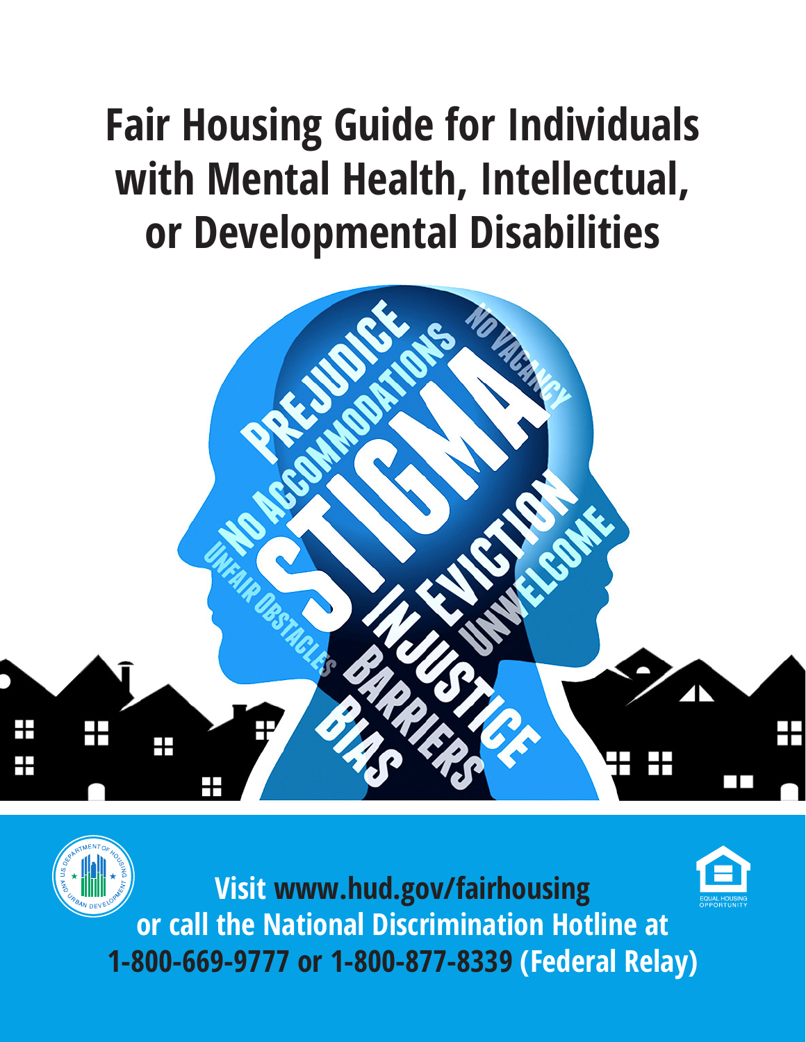# Fair Housing Guide for Individuals with Mental Health, Intellectual, or Developmental Disabilities

**Visit www.hud.gov/fairhousing or call the National Discrimination Hotline at 1-800-669-9777 or 1-800-877-8339 (Federal Relay)**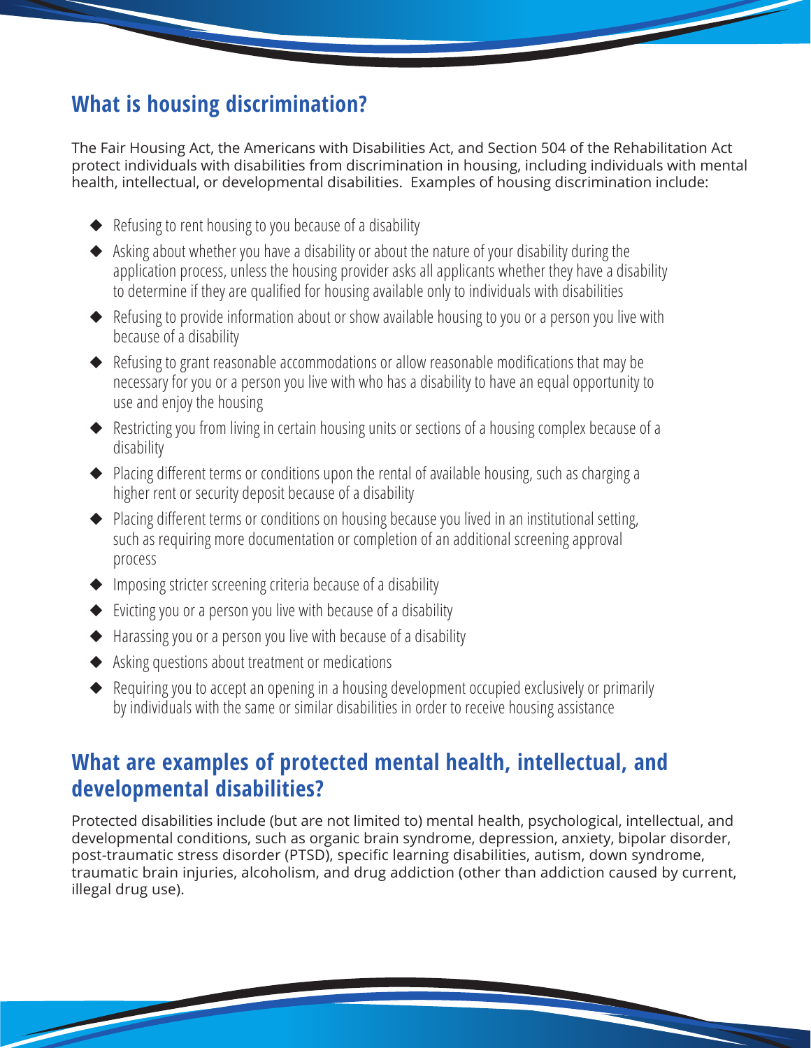## What is housing discrimination?

The Fair Housing Act, the Americans with Disabilities Act, and Section 504 of the Rehabilitation Act protect individuals with disabilities from discrimination in housing, including individuals with mental health, intellectual, or developmental disabilities. Examples of housing discrimination include:

- Refusing to rent housing to you because of a disability
- Asking about whether you have a disability or about the nature of your disability during the application process, unless the housing provider asks all applicants whether they have a disability to determine if they are qualified for housing available only to individuals with disabilities
- Refusing to provide information about or show available housing to you or a person you live with because of a disability
- Refusing to grant reasonable accommodations or allow reasonable modifications that may be necessary for you or a person you live with who has a disability to have an equal opportunity to use and enjoy the housing
- Restricting you from living in certain housing units or sections of a housing complex because of a disability
- Placing different terms or conditions upon the rental of available housing, such as charging a higher rent or security deposit because of a disability
- Placing different terms or conditions on housing because you lived in an institutional setting, such as requiring more documentation or completion of an additional screening approval process
- Imposing stricter screening criteria because of a disability
- Evicting you or a person you live with because of a disability
- Harassing you or a person you live with because of a disability
- Asking questions about treatment or medications
- Requiring you to accept an opening in a housing development occupied exclusively or primarily by individuals with the same or similar disabilities in order to receive housing assistance

## What are examples of protected mental health, intellectual, and developmental disabilities?

Protected disabilities include (but are not limited to) mental health, psychological, intellectual, and developmental conditions, such as organic brain syndrome, depression, anxiety, bipolar disorder, post-traumatic stress disorder (PTSD), specific learning disabilities, autism, down syndrome, traumatic brain injuries, alcoholism, and drug addiction (other than addiction caused by current, illegal drug use).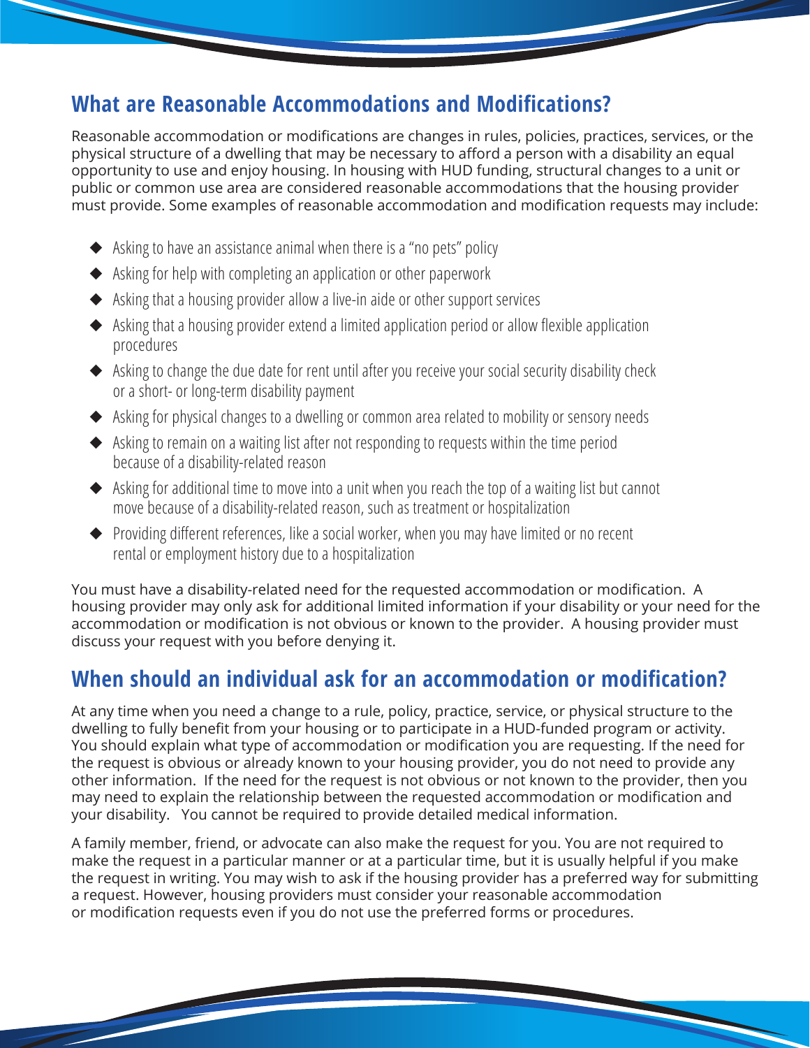## What are Reasonable Accommodations and Modifications?

Reasonable accommodation or modifications are changes in rules, policies, practices, services, or the physical structure of a dwelling that may be necessary to afford a person with a disability an equal opportunity to use and enjoy housing. In housing with HUD funding, structural changes to a unit or public or common use area are considered reasonable accommodations that the housing provider must provide. Some examples of reasonable accommodation and modification requests may include:

- Asking to have an assistance animal when there is a "no pets" policy
- Asking for help with completing an application or other paperwork
- Asking that a housing provider allow a live-in aide or other support services
- Asking that a housing provider extend a limited application period or allow flexible application procedures
- Asking to change the due date for rent until after you receive your social security disability check or a short- or long-term disability payment
- Asking for physical changes to a dwelling or common area related to mobility or sensory needs
- Asking to remain on a waiting list after not responding to requests within the time period because of a disability-related reason
- Asking for additional time to move into a unit when you reach the top of a waiting list but cannot move because of a disability-related reason, such as treatment or hospitalization
- Providing different references, like a social worker, when you may have limited or no recent rental or employment history due to a hospitalization

You must have a disability-related need for the requested accommodation or modification. A housing provider may only ask for additional limited information if your disability or your need for the accommodation or modification is not obvious or known to the provider. A housing provider must discuss your request with you before denying it.

## When should an individual ask for an accommodation or modification?

At any time when you need a change to a rule, policy, practice, service, or physical structure to the dwelling to fully benefit from your housing or to participate in a HUD-funded program or activity. You should explain what type of accommodation or modification you are requesting. If the need for the request is obvious or already known to your housing provider, you do not need to provide any other information. If the need for the request is not obvious or not known to the provider, then you may need to explain the relationship between the requested accommodation or modification and your disability. You cannot be required to provide detailed medical information.

A family member, friend, or advocate can also make the request for you. You are not required to make the request in a particular manner or at a particular time, but it is usually helpful if you make the request in writing. You may wish to ask if the housing provider has a preferred way for submitting a request. However, housing providers must consider your reasonable accommodation or modification requests even if you do not use the preferred forms or procedures.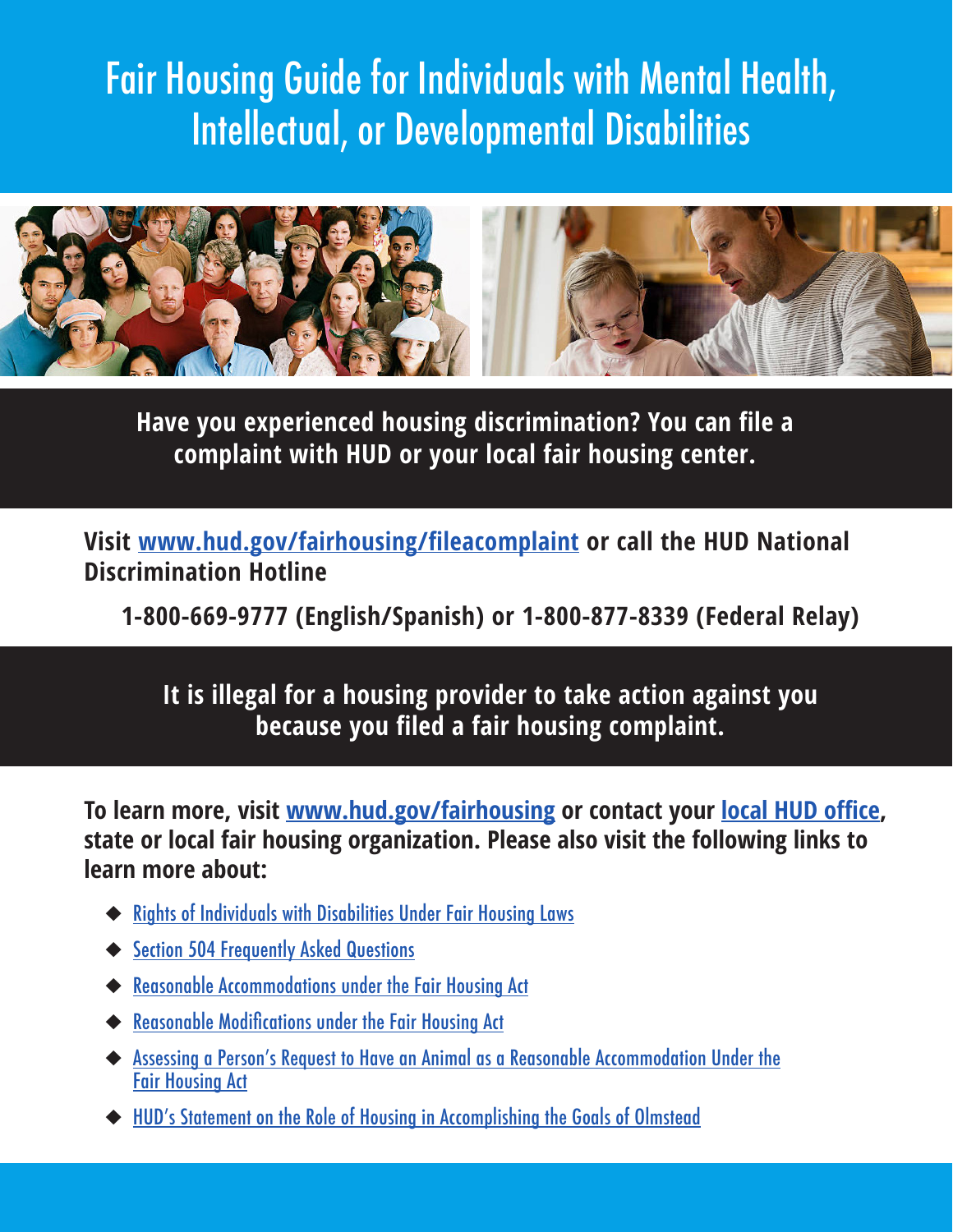# Fair Housing Guide for Individuals with Mental Health, Intellectual, or Developmental Disabilities

**Have you experienced housing discrimination? You can file a complaint with HUD or your local fair housing center.**

**Visit [www.hud.gov/fairhousing/fileacomplaint](www.hud.gov/fairhousing/fileacomplaint) or call the HUD National Discrimination Hotline**

**1-800-669-9777 (English/Spanish) or 1-800-877-8339 (Federal Relay)**

**It is illegal for a housing provider to take action against you because you filed a fair housing complaint.**

**To learn more, visit [www.hud.gov/fairhousing](www.hud.gov/fairhousing) or contact your local HUD office, state or local fair housing organization. Please also visit the following links to learn more about:**

- Rights of Individuals with Disabilities Under Fair Housing Laws
- Section 504 Frequently Asked Questions
- Reasonable Accommodations under the Fair Housing Act
- Reasonable Modifications under the Fair Housing Act
- Assessing a Person's Request to Have an Animal as a Reasonable Accommodation Under the Fair Housing Act
- HUD's Statement on the Role of Housing in Accomplishing the Goals of Olmstead